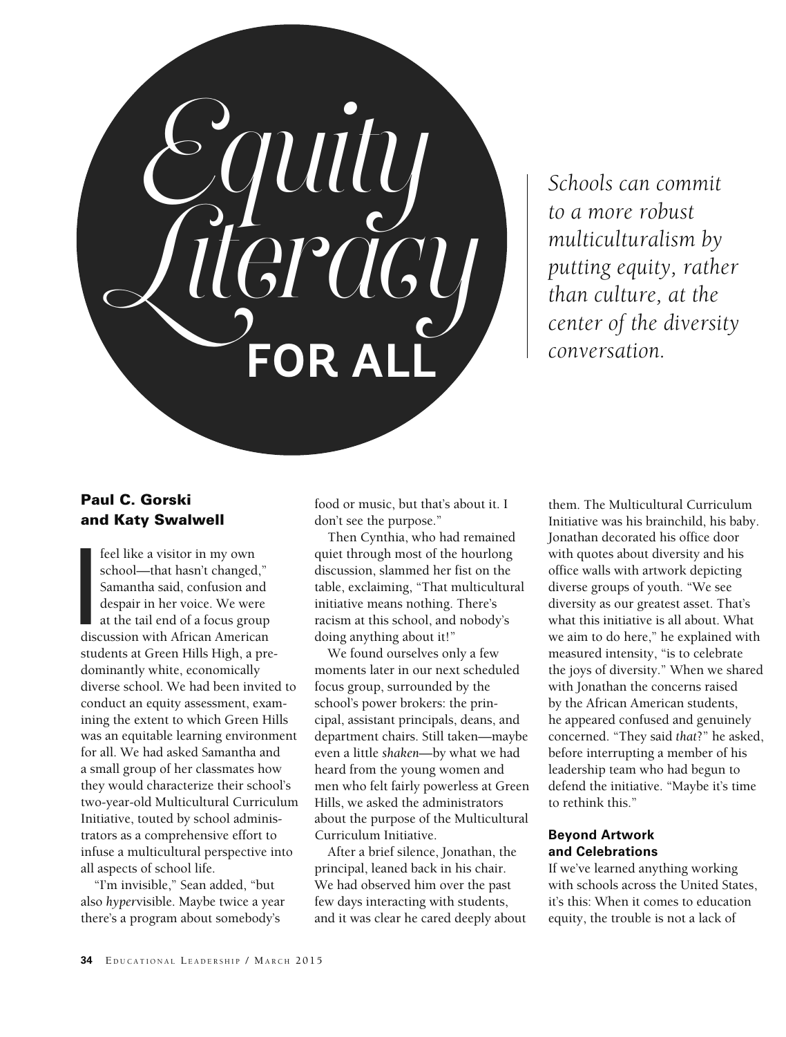# Equity Literacy FOR ALL

*Schools can commit to a more robust multiculturalism by putting equity, rather than culture, at the center of the diversity conversation.*

**Paul C. Gorski and Katy Swalwell**

"I feel like a visitor in my own school—that hasn't changed," Samantha said, confusion and despair in her voice. We were at the tail end of a focus group discussion with African American students at Green Hills High, a predominantly white, economically diverse school. We had been invited to conduct an equity assessment, examining the extent to which Green Hills was an equitable learning environment for all. We had asked Samantha and a small group of her classmates how they would characterize their school's two-year-old Multicultural Curriculum Initiative, touted by school administrators as a comprehensive effort to infuse a multicultural perspective into all aspects of school life.

"I'm invisible," Sean added, "but also *hyper*visible. Maybe twice a year there's a program about somebody's food or music, but that's about it. I don't see the purpose."

Then Cynthia, who had remained quiet through most of the hourlong discussion, slammed her fist on the table, exclaiming, "That multicultural initiative means nothing. There's racism at this school, and nobody's doing anything about it!"

We found ourselves only a few moments later in our next scheduled focus group, surrounded by the school's power brokers: the principal, assistant principals, deans, and department chairs. Still taken—maybe even a little *shaken*—by what we had heard from the young women and men who felt fairly powerless at Green Hills, we asked the administrators about the purpose of the Multicultural Curriculum Initiative.

After a brief silence, Jonathan, the principal, leaned back in his chair. We had observed him over the past few days interacting with students, and it was clear he cared deeply about them. The Multicultural Curriculum Initiative was his brainchild, his baby. Jonathan decorated his office door with quotes about diversity and his office walls with artwork depicting diverse groups of youth. "We see diversity as our greatest asset. That's what this initiative is all about. What we aim to do here," he explained with measured intensity, "is to celebrate the joys of diversity." When we shared with Jonathan the concerns raised by the African American students, he appeared confused and genuinely concerned. "They said *that*?" he asked, before interrupting a member of his leadership team who had begun to defend the initiative. "Maybe it's time to rethink this."

## Beyond Artwork and Celebrations

If we've learned anything working with schools across the United States, it's this: When it comes to education equity, the trouble is not a lack of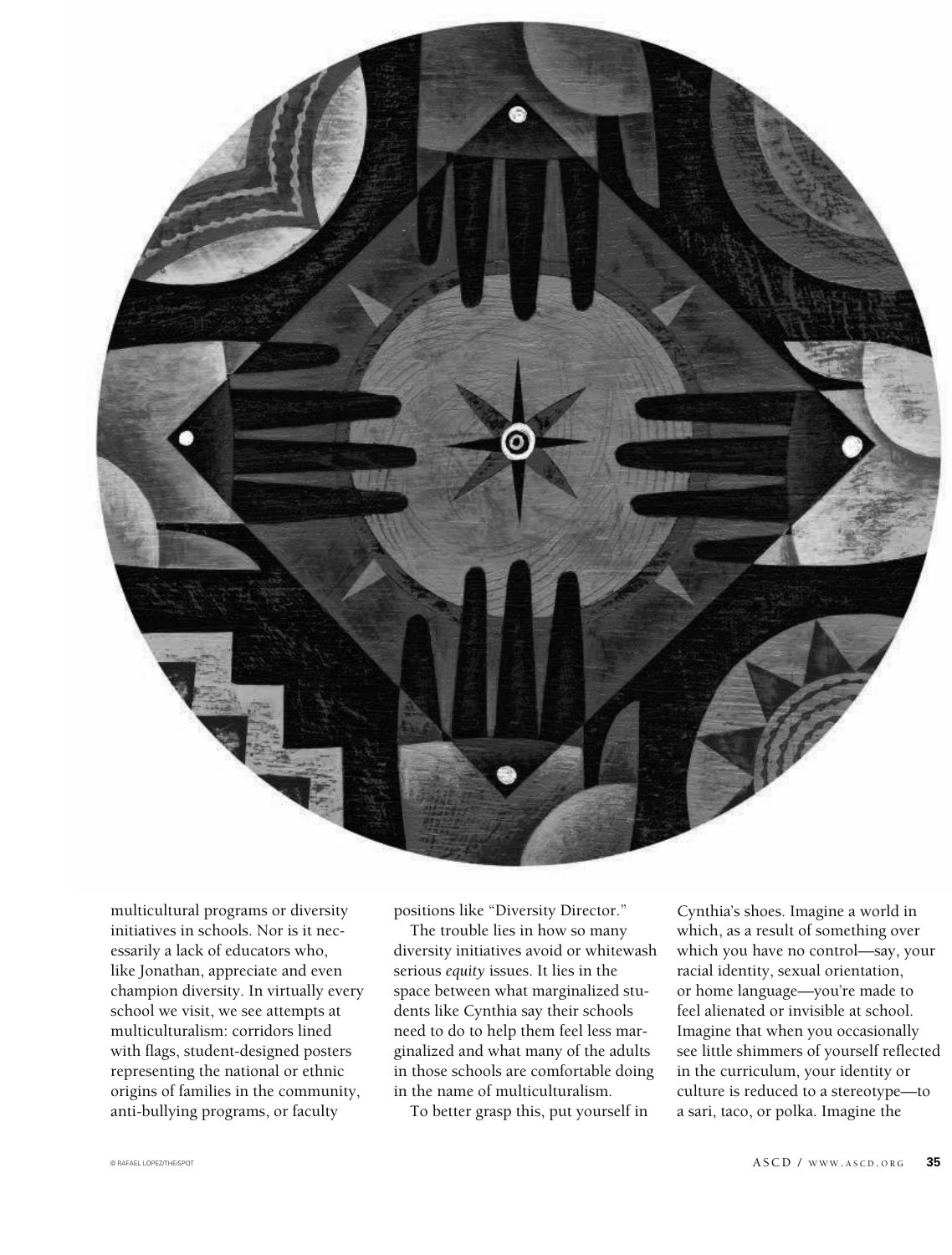multicultural programs or diversity initiatives in schools. Nor is it necessarily a lack of educators who, like Jonathan, appreciate and even champion diversity. In virtually every school we visit, we see attempts at multiculturalism: corridors lined with flags, student-designed posters representing the national or ethnic origins of families in the community, anti-bullying programs, or faculty positions like "Diversity Director."

The trouble lies in how so many diversity initiatives avoid or whitewash serious *equity* issues. It lies in the space between what marginalized students like Cynthia say their schools need to do to help them feel less marginalized and what many of the adults in those schools are comfortable doing in the name of multiculturalism.

To better grasp this, put yourself in Cynthia's shoes. Imagine a world in which, as a result of something over which you have no control—say, your racial identity, sexual orientation, or home language—you're made to feel alienated or invisible at school. Imagine that when you occasionally see little shimmers of yourself reflected in the curriculum, your identity or culture is reduced to a stereotype—to a sari, taco, or polka. Imagine the

© RAFAEL LOPEZ/THEiSPOT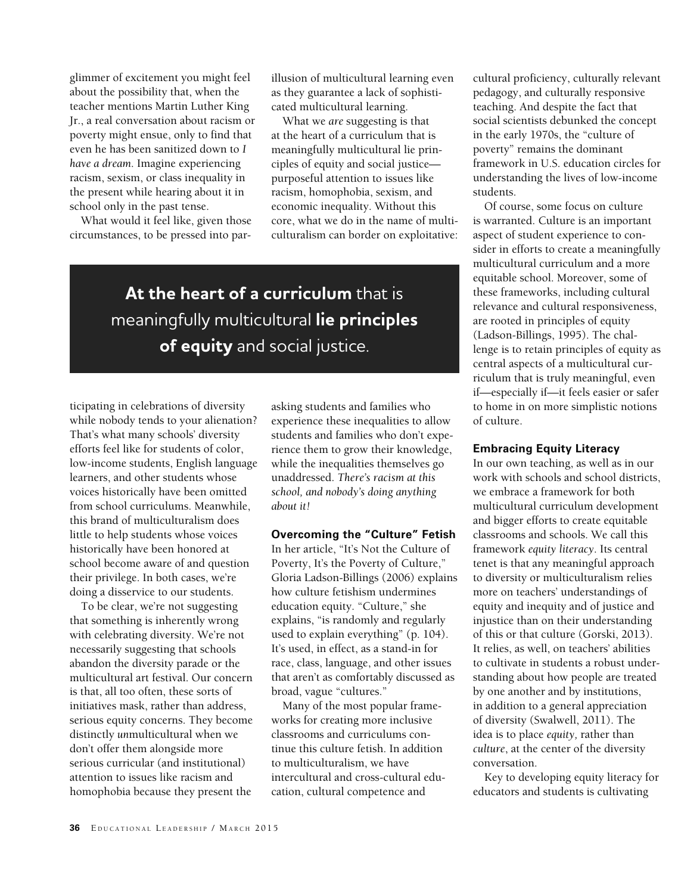glimmer of excitement you might feel about the possibility that, when the teacher mentions Martin Luther King Jr., a real conversation about racism or poverty might ensue, only to find that even he has been sanitized down to *I have a dream*. Imagine experiencing racism, sexism, or class inequality in the present while hearing about it in school only in the past tense.

What would it feel like, given those circumstances, to be pressed into participating in celebrations of diversity while nobody tends to your alienation? That's what many schools' diversity efforts feel like for students of color, low-income students, English language learners, and other students whose voices historically have been omitted from school curriculums. Meanwhile, this brand of multiculturalism does little to help students whose voices historically have been honored at school become aware of and question their privilege. In both cases, we're doing a disservice to our students.

To be clear, we're not suggesting that something is inherently wrong with celebrating diversity. We're not necessarily suggesting that schools abandon the diversity parade or the multicultural art festival. Our concern is that, all too often, these sorts of initiatives mask, rather than address, serious equity concerns. They become distinctly *un*multicultural when we don't offer them alongside more serious curricular (and institutional) attention to issues like racism and homophobia because they present the illusion of multicultural learning even as they guarantee a lack of sophisticated multicultural learning.

What we *are* suggesting is that at the heart of a curriculum that is meaningfully multicultural lie principles of equity and social justice—purposeful attention to issues like racism, homophobia, sexism, and economic inequality. Without this core, what we do in the name of multiculturalism can border on exploitative: asking students and families who experience these inequalities to allow students and families who don't experience them to grow their knowledge, while the inequalities themselves go unaddressed. *There's racism at this school, and nobody's doing anything about it!*

> **At the heart of a curriculum** that is meaningfully multicultural **lie principles of equity** and social justice.

### Overcoming the "Culture" Fetish

In her article, "It's Not the Culture of Poverty, It's the Poverty of Culture," Gloria Ladson-Billings (2006) explains how culture fetishism undermines education equity. "Culture," she explains, "is randomly and regularly used to explain everything" (p. 104). It's used, in effect, as a stand-in for race, class, language, and other issues that aren't as comfortably discussed as broad, vague "cultures."

Many of the most popular frameworks for creating more inclusive classrooms and curriculums continue this culture fetish. In addition to multiculturalism, we have intercultural and cross-cultural education, cultural competence and cultural proficiency, culturally relevant pedagogy, and culturally responsive teaching. And despite the fact that social scientists debunked the concept in the early 1970s, the "culture of poverty" remains the dominant framework in U.S. education circles for understanding the lives of low-income students.

Of course, some focus on culture is warranted. Culture is an important aspect of student experience to consider in efforts to create a meaningfully multicultural curriculum and a more equitable school. Moreover, some of these frameworks, including cultural relevance and cultural responsiveness, are rooted in principles of equity (Ladson-Billings, 1995). The challenge is to retain principles of equity as central aspects of a multicultural curriculum that is truly meaningful, even if—especially if—it feels easier or safer to home in on more simplistic notions of culture.

### Embracing Equity Literacy

In our own teaching, as well as in our work with schools and school districts, we embrace a framework for both multicultural curriculum development and bigger efforts to create equitable classrooms and schools. We call this framework *equity literacy*. Its central tenet is that any meaningful approach to diversity or multiculturalism relies more on teachers' understandings of equity and inequity and of justice and injustice than on their understanding of this or that culture (Gorski, 2013). It relies, as well, on teachers' abilities to cultivate in students a robust understanding about how people are treated by one another and by institutions, in addition to a general appreciation of diversity (Swalwell, 2011). The idea is to place *equity,* rather than *culture*, at the center of the diversity conversation.

Key to developing equity literacy for educators and students is cultivating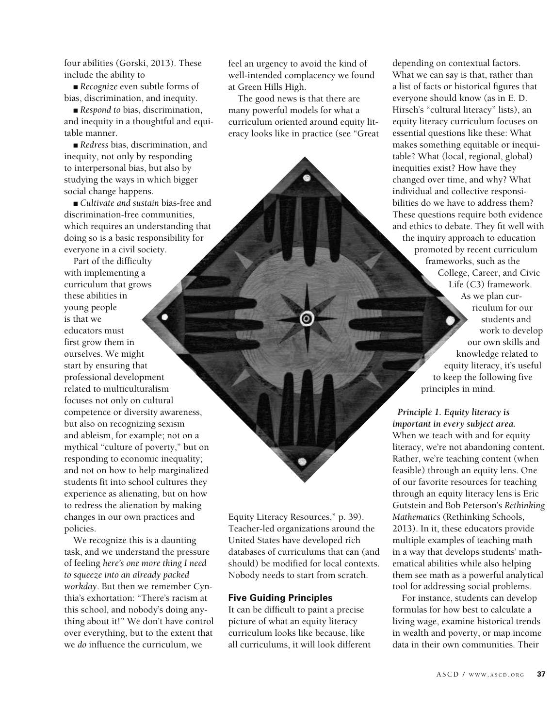four abilities (Gorski, 2013). These include the ability to

- *Recognize* even subtle forms of bias, discrimination, and inequity.
- *Respond to* bias, discrimination, and inequity in a thoughtful and equitable manner.
- *Redress* bias, discrimination, and inequity, not only by responding to interpersonal bias, but also by studying the ways in which bigger social change happens.
- *Cultivate and sustain* bias-free and discrimination-free communities, which requires an understanding that doing so is a basic responsibility for everyone in a civil society.

Part of the difficulty with implementing a curriculum that grows these abilities in young people is that we educators must first grow them in ourselves. We might start by ensuring that professional development related to multiculturalism focuses not only on cultural competence or diversity awareness, but also on recognizing sexism and ableism, for example; not on a mythical "culture of poverty," but on responding to economic inequality; and not on how to help marginalized students fit into school cultures they experience as alienating, but on how to redress the alienation by making changes in our own practices and policies.

We recognize this is a daunting task, and we understand the pressure of feeling *here's one more thing I need to squeeze into an already packed workday*. But then we remember Cynthia's exhortation: "There's racism at this school, and nobody's doing anything about it!" We don't have control over everything, but to the extent that we *do* influence the curriculum, we feel an urgency to avoid the kind of well-intended complacency we found at Green Hills High.

The good news is that there are many powerful models for what a curriculum oriented around equity literacy looks like in practice (see "Great Equity Literacy Resources," p. 39). Teacher-led organizations around the United States have developed rich databases of curriculums that can (and should) be modified for local contexts. Nobody needs to start from scratch.

## Five Guiding Principles

It can be difficult to paint a precise picture of what an equity literacy curriculum looks like because, like all curriculums, it will look different depending on contextual factors. What we can say is that, rather than a list of facts or historical figures that everyone should know (as in E. D. Hirsch's "cultural literacy" lists), an equity literacy curriculum focuses on essential questions like these: What makes something equitable or inequitable? What (local, regional, global) inequities exist? How have they changed over time, and why? What individual and collective responsibilities do we have to address them? These questions require both evidence and ethics to debate. They fit well with the inquiry approach to education promoted by recent curriculum frameworks, such as the College, Career, and Civic Life (C3) framework.

As we plan curriculum for our students and work to develop our own skills and knowledge related to equity literacy, it's useful to keep the following five principles in mind.

***Principle 1. Equity literacy is important in every subject area.*** When we teach with and for equity literacy, we're not abandoning content. Rather, we're teaching content (when feasible) through an equity lens. One of our favorite resources for teaching through an equity literacy lens is Eric Gutstein and Bob Peterson's *Rethinking Mathematics* (Rethinking Schools, 2013). In it, these educators provide multiple examples of teaching math in a way that develops students' mathematical abilities while also helping them see math as a powerful analytical tool for addressing social problems.

For instance, students can develop formulas for how best to calculate a living wage, examine historical trends in wealth and poverty, or map income data in their own communities. Their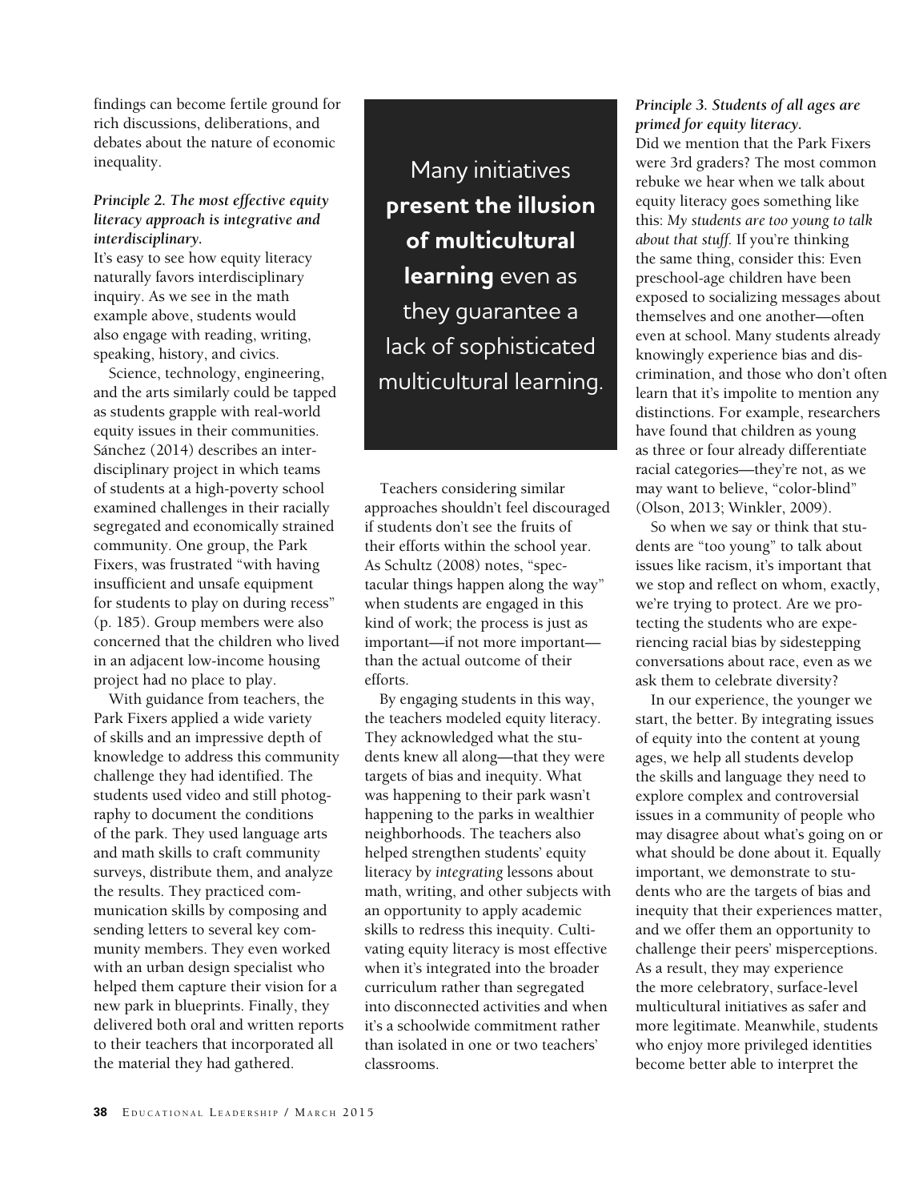findings can become fertile ground for rich discussions, deliberations, and debates about the nature of economic inequality.

### *Principle 2. The most effective equity literacy approach is integrative and interdisciplinary.*

It's easy to see how equity literacy naturally favors interdisciplinary inquiry. As we see in the math example above, students would also engage with reading, writing, speaking, history, and civics.

Science, technology, engineering, and the arts similarly could be tapped as students grapple with real-world equity issues in their communities. Sánchez (2014) describes an interdisciplinary project in which teams of students at a high-poverty school examined challenges in their racially segregated and economically strained community. One group, the Park Fixers, was frustrated "with having insufficient and unsafe equipment for students to play on during recess" (p. 185). Group members were also concerned that the children who lived in an adjacent low-income housing project had no place to play.

With guidance from teachers, the Park Fixers applied a wide variety of skills and an impressive depth of knowledge to address this community challenge they had identified. The students used video and still photography to document the conditions of the park. They used language arts and math skills to craft community surveys, distribute them, and analyze the results. They practiced communication skills by composing and sending letters to several key community members. They even worked with an urban design specialist who helped them capture their vision for a new park in blueprints. Finally, they delivered both oral and written reports to their teachers that incorporated all the material they had gathered.

> Many initiatives **present the illusion of multicultural learning** even as they guarantee a lack of sophisticated multicultural learning.

Teachers considering similar approaches shouldn't feel discouraged if students don't see the fruits of their efforts within the school year. As Schultz (2008) notes, "spectacular things happen along the way" when students are engaged in this kind of work; the process is just as important—if not more important—than the actual outcome of their efforts.

By engaging students in this way, the teachers modeled equity literacy. They acknowledged what the students knew all along—that they were targets of bias and inequity. What was happening to their park wasn't happening to the parks in wealthier neighborhoods. The teachers also helped strengthen students' equity literacy by *integrating* lessons about math, writing, and other subjects with an opportunity to apply academic skills to redress this inequity. Cultivating equity literacy is most effective when it's integrated into the broader curriculum rather than segregated into disconnected activities and when it's a schoolwide commitment rather than isolated in one or two teachers' classrooms.

### *Principle 3. Students of all ages are primed for equity literacy.*

Did we mention that the Park Fixers were 3rd graders? The most common rebuke we hear when we talk about equity literacy goes something like this: *My students are too young to talk about that stuff.* If you're thinking the same thing, consider this: Even preschool-age children have been exposed to socializing messages about themselves and one another—often even at school. Many students already knowingly experience bias and discrimination, and those who don't often learn that it's impolite to mention any distinctions. For example, researchers have found that children as young as three or four already differentiate racial categories—they're not, as we may want to believe, "color-blind" (Olson, 2013; Winkler, 2009).

So when we say or think that students are "too young" to talk about issues like racism, it's important that we stop and reflect on whom, exactly, we're trying to protect. Are we protecting the students who are experiencing racial bias by sidestepping conversations about race, even as we ask them to celebrate diversity?

In our experience, the younger we start, the better. By integrating issues of equity into the content at young ages, we help all students develop the skills and language they need to explore complex and controversial issues in a community of people who may disagree about what's going on or what should be done about it. Equally important, we demonstrate to students who are the targets of bias and inequity that their experiences matter, and we offer them an opportunity to challenge their peers' misperceptions. As a result, they may experience the more celebratory, surface-level multicultural initiatives as safer and more legitimate. Meanwhile, students who enjoy more privileged identities become better able to interpret the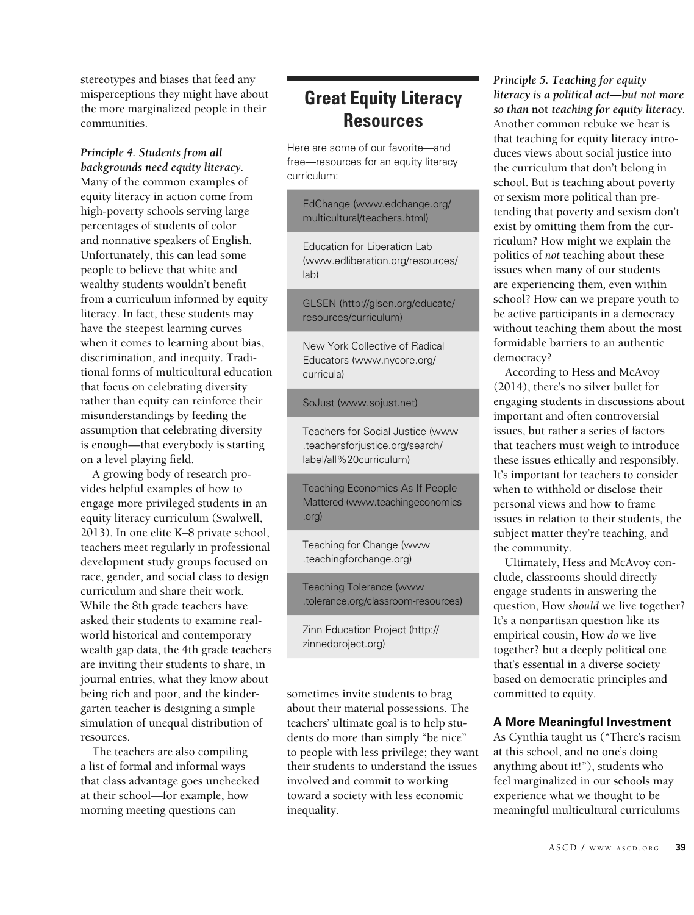stereotypes and biases that feed any misperceptions they might have about the more marginalized people in their communities.

***Principle 4. Students from all backgrounds need equity literacy.*** Many of the common examples of equity literacy in action come from high-poverty schools serving large percentages of students of color and nonnative speakers of English. Unfortunately, this can lead some people to believe that white and wealthy students wouldn't benefit from a curriculum informed by equity literacy. In fact, these students may have the steepest learning curves when it comes to learning about bias, discrimination, and inequity. Traditional forms of multicultural education that focus on celebrating diversity rather than equity can reinforce their misunderstandings by feeding the assumption that celebrating diversity is enough—that everybody is starting on a level playing field.

A growing body of research provides helpful examples of how to engage more privileged students in an equity literacy curriculum (Swalwell, 2013). In one elite K–8 private school, teachers meet regularly in professional development study groups focused on race, gender, and social class to design curriculum and share their work. While the 8th grade teachers have asked their students to examine real-world historical and contemporary wealth gap data, the 4th grade teachers are inviting their students to share, in journal entries, what they know about being rich and poor, and the kindergarten teacher is designing a simple simulation of unequal distribution of resources.

The teachers are also compiling a list of formal and informal ways that class advantage goes unchecked at their school—for example, how morning meeting questions can sometimes invite students to brag about their material possessions. The teachers' ultimate goal is to help students do more than simply "be nice" to people with less privilege; they want their students to understand the issues involved and commit to working toward a society with less economic inequality.

## Great Equity Literacy Resources

Here are some of our favorite—and free—resources for an equity literacy curriculum:

- EdChange (www.edchange.org/multicultural/teachers.html)
- Education for Liberation Lab (www.edliberation.org/resources/lab)
- GLSEN (http://glsen.org/educate/resources/curriculum)
- New York Collective of Radical Educators (www.nycore.org/curricula)
- SoJust (www.sojust.net)
- Teachers for Social Justice (www.teachersforjustice.org/search/label/all%20curriculum)
- Teaching Economics As If People Mattered (www.teachingeconomics.org)
- Teaching for Change (www.teachingforchange.org)
- Teaching Tolerance (www.tolerance.org/classroom-resources)
- Zinn Education Project (http://zinnedproject.org)

***Principle 5. Teaching for equity literacy is a political act—but not more so than* not *teaching for equity literacy.*** Another common rebuke we hear is that teaching for equity literacy introduces views about social justice into the curriculum that don't belong in school. But is teaching about poverty or sexism more political than pretending that poverty and sexism don't exist by omitting them from the curriculum? How might we explain the politics of *not* teaching about these issues when many of our students are experiencing them, even within school? How can we prepare youth to be active participants in a democracy without teaching them about the most formidable barriers to an authentic democracy?

According to Hess and McAvoy (2014), there's no silver bullet for engaging students in discussions about important and often controversial issues, but rather a series of factors that teachers must weigh to introduce these issues ethically and responsibly. It's important for teachers to consider when to withhold or disclose their personal views and how to frame issues in relation to their students, the subject matter they're teaching, and the community.

Ultimately, Hess and McAvoy conclude, classrooms should directly engage students in answering the question, How *should* we live together? It's a nonpartisan question like its empirical cousin, How *do* we live together? but a deeply political one that's essential in a diverse society based on democratic principles and committed to equity.

### A More Meaningful Investment

As Cynthia taught us ("There's racism at this school, and no one's doing anything about it!"), students who feel marginalized in our schools may experience what we thought to be meaningful multicultural curriculums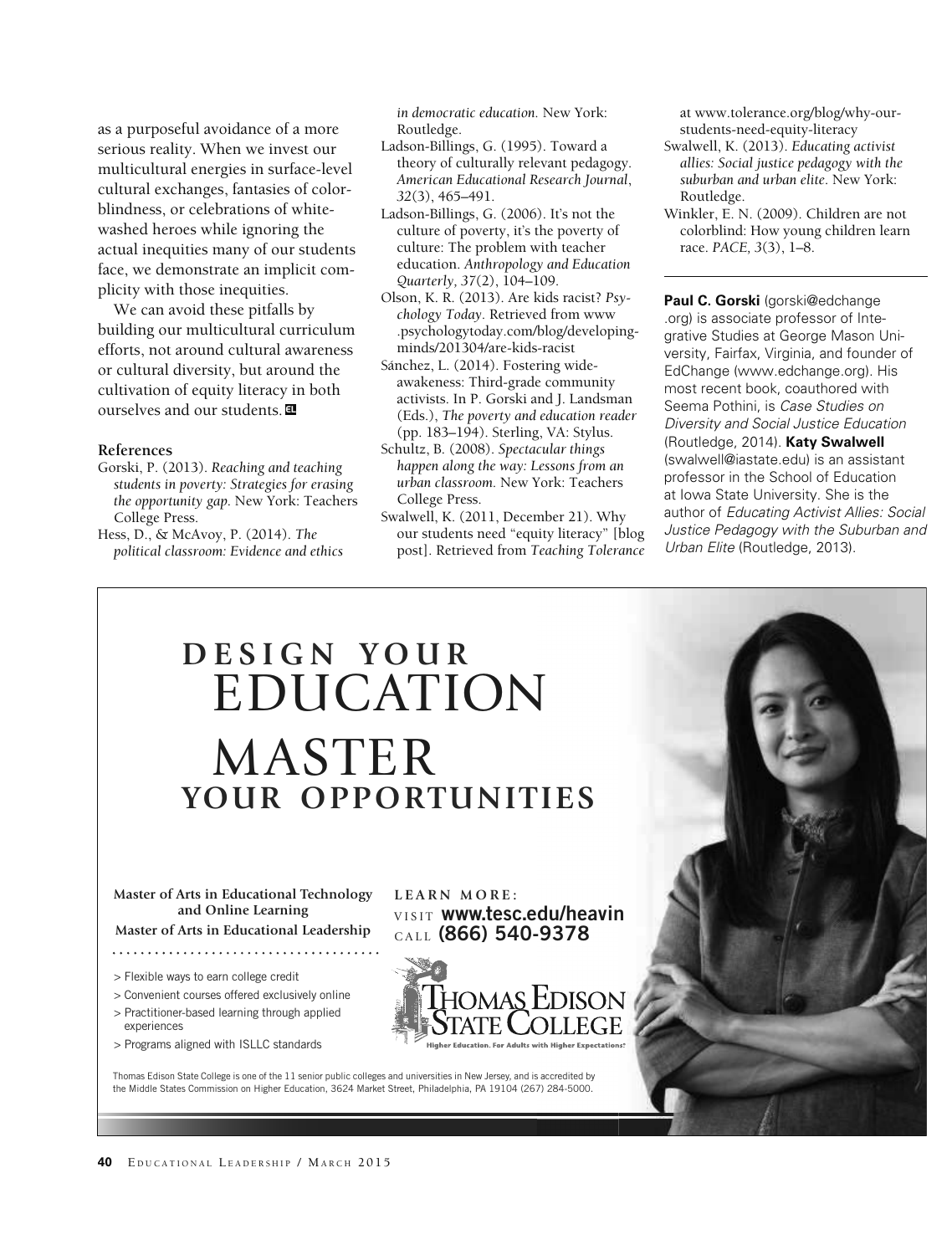as a purposeful avoidance of a more serious reality. When we invest our multicultural energies in surface-level cultural exchanges, fantasies of colorblindness, or celebrations of whitewashed heroes while ignoring the actual inequities many of our students face, we demonstrate an implicit complicity with those inequities.

We can avoid these pitfalls by building our multicultural curriculum efforts, not around cultural awareness or cultural diversity, but around the cultivation of equity literacy in both ourselves and our students.

## References

Gorski, P. (2013). *Reaching and teaching students in poverty: Strategies for erasing the opportunity gap.* New York: Teachers College Press.

Hess, D., & McAvoy, P. (2014). *The political classroom: Evidence and ethics in democratic education.* New York: Routledge.

Ladson-Billings, G. (1995). Toward a theory of culturally relevant pedagogy. *American Educational Research Journal*, *32*(3), 465–491.

Ladson-Billings, G. (2006). It's not the culture of poverty, it's the poverty of culture: The problem with teacher education. *Anthropology and Education Quarterly, 37*(2), 104–109.

Olson, K. R. (2013). Are kids racist? *Psychology Today*. Retrieved from www.psychologytoday.com/blog/developing-minds/201304/are-kids-racist

Sánchez, L. (2014). Fostering wide-awakeness: Third-grade community activists. In P. Gorski and J. Landsman (Eds.), *The poverty and education reader* (pp. 183–194). Sterling, VA: Stylus.

Schultz, B. (2008). *Spectacular things happen along the way: Lessons from an urban classroom.* New York: Teachers College Press.

Swalwell, K. (2011, December 21). Why our students need "equity literacy" [blog post]. Retrieved from *Teaching Tolerance* at www.tolerance.org/blog/why-our-students-need-equity-literacy

Swalwell, K. (2013). *Educating activist allies: Social justice pedagogy with the suburban and urban elite*. New York: Routledge.

Winkler, E. N. (2009). Children are not colorblind: How young children learn race. *PACE, 3*(3), 1–8.

---

**Paul C. Gorski** (gorski@edchange.org) is associate professor of Integrative Studies at George Mason University, Fairfax, Virginia, and founder of EdChange (www.edchange.org). His most recent book, coauthored with Seema Pothini, is *Case Studies on Diversity and Social Justice Education* (Routledge, 2014). **Katy Swalwell** (swalwell@iastate.edu) is an assistant professor in the School of Education at Iowa State University. She is the author of *Educating Activist Allies: Social Justice Pedagogy with the Suburban and Urban Elite* (Routledge, 2013).

---

**DESIGN YOUR EDUCATION**

**MASTER YOUR OPPORTUNITIES**

**Master of Arts in Educational Technology and Online Learning**

**Master of Arts in Educational Leadership**

- > Flexible ways to earn college credit
- > Convenient courses offered exclusively online
- > Practitioner-based learning through applied experiences
- > Programs aligned with ISLLC standards

**LEARN MORE:**

VISIT **www.tesc.edu/heavin**

CALL **(866) 540-9378**

Thomas Edison State College

Higher Education. For Adults with Higher Expectations.

Thomas Edison State College is one of the 11 senior public colleges and universities in New Jersey, and is accredited by the Middle States Commission on Higher Education, 3624 Market Street, Philadelphia, PA 19104 (267) 284-5000.